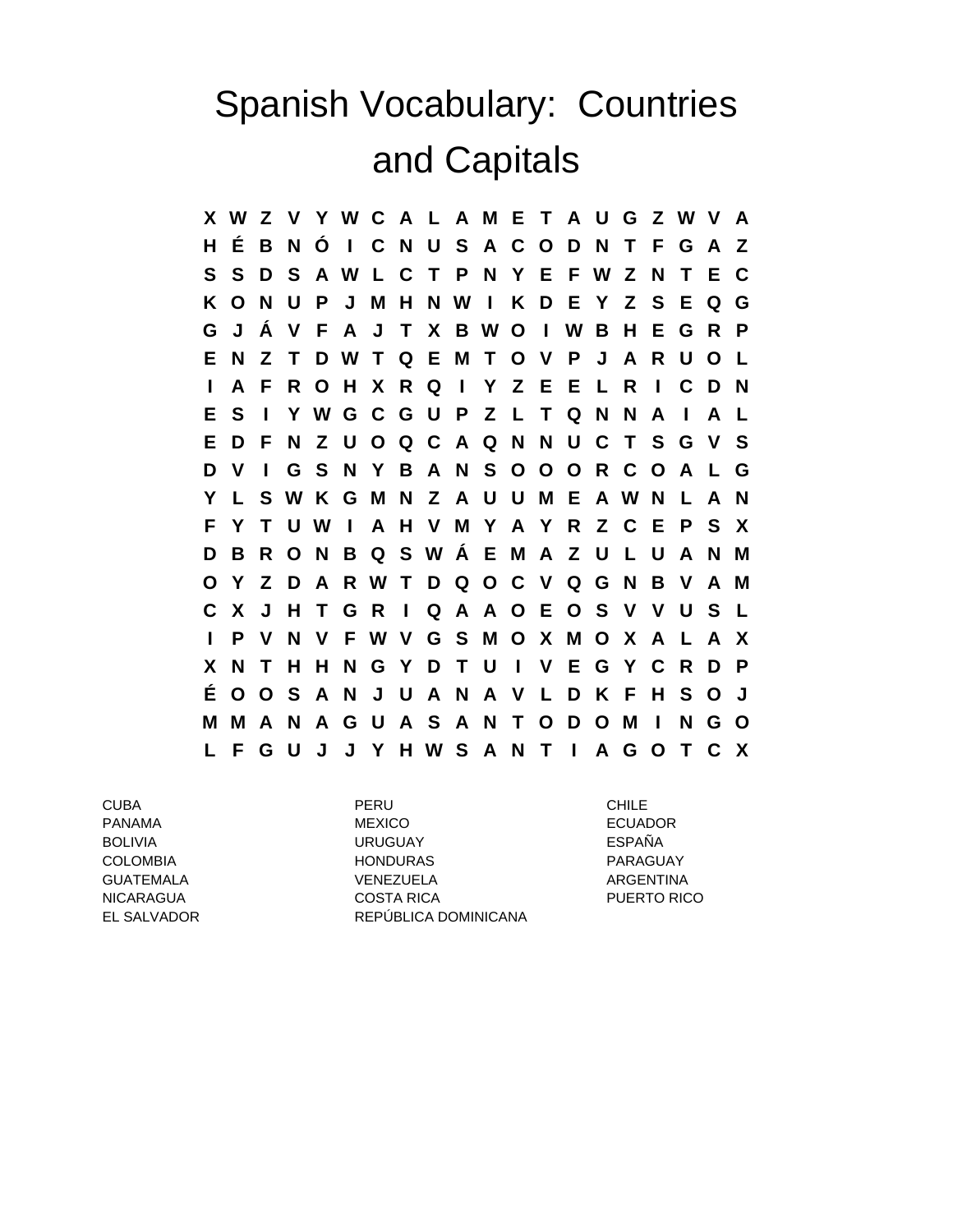# Spanish Vocabulary: Countries and Capitals

```
X W Z V Y W C A L A M E T A U G Z W V A
H É B N Ó I C N U S A C O D N T F G A Z
S S D S A W L C T P N Y E F W Z N T E C
K O N U P J M H N W I K D E Y Z S E Q G
G J Á V F A J T X B W O I W B H E G R P
E N Z T D W T Q E M T O V P J A R U O L
I A F R O H X R Q I Y Z E E L R I C D N
E S I Y W G C G U P Z L T Q N N A I A L
E D F N Z U O Q C A Q N N U C T S G V S
D V I G S N Y B A N S O O O R C O A L G
Y L S W K G M N Z A U U M E A W N L A N
F Y T U W I A H V M Y A Y R Z C E P S X
D B R O N B Q S W Á E M A Z U L U A N M
O Y Z D A R W T D Q O C V Q G N B V A M
C X J H T G R I Q A A O E O S V V U S L
I P V N V F W V G S M O X M O X A L A X
X N T H H N G Y D T U I V E G Y C R D P
É O O S A N J U A N A V L D K F H S O J
M M A N A G U A S A N T O D O M I N G O
L F G U J J Y H W S A N T I A G O T C X
```

| | | |
|---|---|---|
| CUBA | PERU | CHILE |
| PANAMA | MEXICO | ECUADOR |
| BOLIVIA | URUGUAY | ESPAÑA |
| COLOMBIA | HONDURAS | PARAGUAY |
| GUATEMALA | VENEZUELA | ARGENTINA |
| NICARAGUA | COSTA RICA | PUERTO RICO |
| EL SALVADOR | REPÚBLICA DOMINICANA | |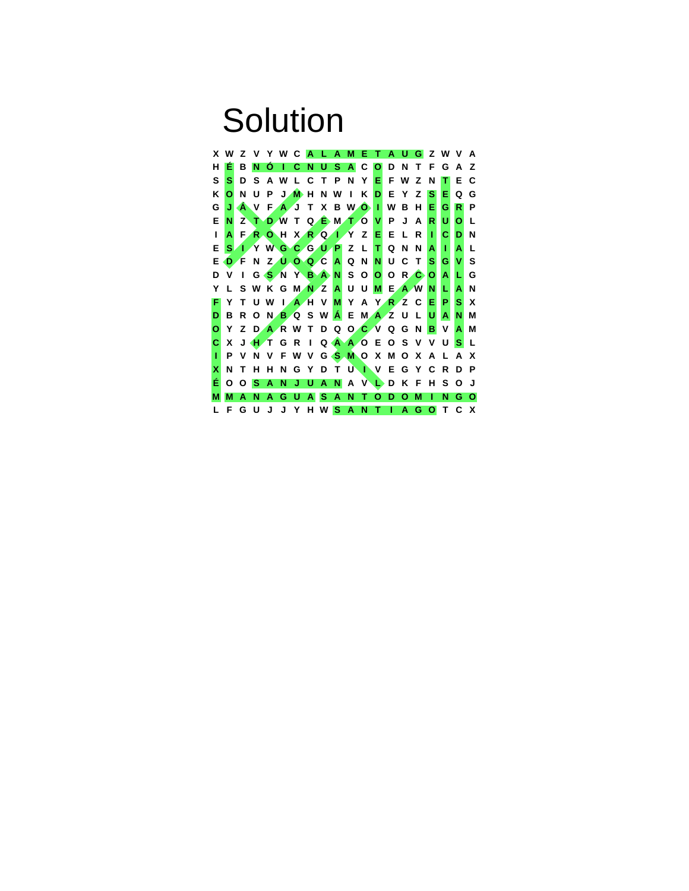# Solution

```
X W Z V Y W C A L A M E T A U G Z W V A
H É B N Ó I C N U S A C O D N T F G A Z
S S D S A W L C T P N Y E F W Z N T E C
K O N U P J M H N W I K D E Y Z S E Q G
G J Á V F A J T X B W O I W B H E G R P
E N Z T D W T Q E M T O V P J A R U O L
I A F R O H X R Q I Y Z E E L R I C D N
E S I Y W G C G U P Z L T Q N N A I A L
E D F N Z U O Q C A Q N N U C T S G V S
D V I G S N Y B A N S O O O R C O A L G
Y L S W K G M N Z A U U M E A W N L A N
F Y T U W I A H V M Y A Y R Z C E P S X
D B R O N B Q S W Á E M A Z U L U A N M
O Y Z D A R W T D Q O C V Q G N B V A M
C X J H T G R I Q A A O E O S V V U S L
I P V N V F W V G S M O X M O X A L A X
X N T H H N G Y D T U I V E G Y C R D P
É O O S A N J U A N A V L D K F H S O J
M M A N A G U A S A N T O D O M I N G O
L F G U J J Y H W S A N T I A G O T C X
```